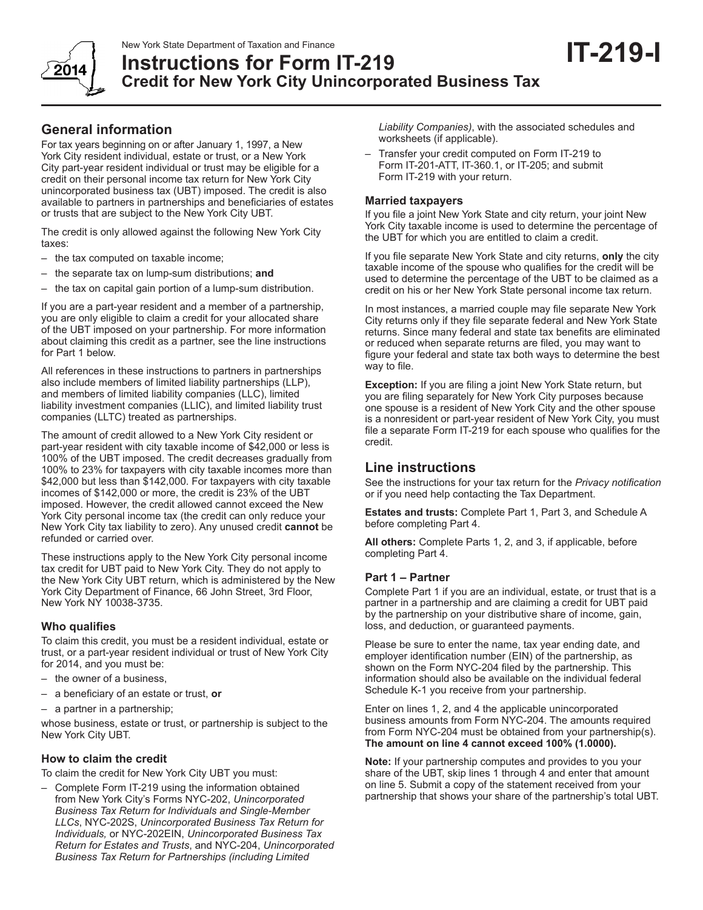New York State Department of Taxation and Finance

# Instructions for Form IT-219 Credit for New York City Unincorporated Business Tax

**IT-219-I**

2014

## General information

For tax years beginning on or after January 1, 1997, a New York City resident individual, estate or trust, or a New York City part-year resident individual or trust may be eligible for a credit on their personal income tax return for New York City unincorporated business tax (UBT) imposed. The credit is also available to partners in partnerships and beneficiaries of estates or trusts that are subject to the New York City UBT.

The credit is only allowed against the following New York City taxes:

– the tax computed on taxable income;
– the separate tax on lump-sum distributions; **and**
– the tax on capital gain portion of a lump-sum distribution.

If you are a part-year resident and a member of a partnership, you are only eligible to claim a credit for your allocated share of the UBT imposed on your partnership. For more information about claiming this credit as a partner, see the line instructions for Part 1 below.

All references in these instructions to partners in partnerships also include members of limited liability partnerships (LLP), and members of limited liability companies (LLC), limited liability investment companies (LLIC), and limited liability trust companies (LLTC) treated as partnerships.

The amount of credit allowed to a New York City resident or part-year resident with city taxable income of $42,000 or less is 100% of the UBT imposed. The credit decreases gradually from 100% to 23% for taxpayers with city taxable incomes more than $42,000 but less than $142,000. For taxpayers with city taxable incomes of $142,000 or more, the credit is 23% of the UBT imposed. However, the credit allowed cannot exceed the New York City personal income tax (the credit can only reduce your New York City tax liability to zero). Any unused credit **cannot** be refunded or carried over.

These instructions apply to the New York City personal income tax credit for UBT paid to New York City. They do not apply to the New York City UBT return, which is administered by the New York City Department of Finance, 66 John Street, 3rd Floor, New York NY 10038-3735.

### Who qualifies

To claim this credit, you must be a resident individual, estate or trust, or a part-year resident individual or trust of New York City for 2014, and you must be:

– the owner of a business,
– a beneficiary of an estate or trust, **or**
– a partner in a partnership;

whose business, estate or trust, or partnership is subject to the New York City UBT.

### How to claim the credit

To claim the credit for New York City UBT you must:

– Complete Form IT-219 using the information obtained from New York City's Forms NYC-202, *Unincorporated Business Tax Return for Individuals and Single-Member LLCs*, NYC-202S, *Unincorporated Business Tax Return for Individuals,* or NYC-202EIN, *Unincorporated Business Tax Return for Estates and Trusts*, and NYC-204, *Unincorporated Business Tax Return for Partnerships (including Limited Liability Companies)*, with the associated schedules and worksheets (if applicable).
– Transfer your credit computed on Form IT-219 to Form IT-201-ATT, IT-360.1, or IT-205; and submit Form IT-219 with your return.

### Married taxpayers

If you file a joint New York State and city return, your joint New York City taxable income is used to determine the percentage of the UBT for which you are entitled to claim a credit.

If you file separate New York State and city returns, **only** the city taxable income of the spouse who qualifies for the credit will be used to determine the percentage of the UBT to be claimed as a credit on his or her New York State personal income tax return.

In most instances, a married couple may file separate New York City returns only if they file separate federal and New York State returns. Since many federal and state tax benefits are eliminated or reduced when separate returns are filed, you may want to figure your federal and state tax both ways to determine the best way to file.

**Exception:** If you are filing a joint New York State return, but you are filing separately for New York City purposes because one spouse is a resident of New York City and the other spouse is a nonresident or part-year resident of New York City, you must file a separate Form IT-219 for each spouse who qualifies for the credit.

## Line instructions

See the instructions for your tax return for the *Privacy notification* or if you need help contacting the Tax Department.

**Estates and trusts:** Complete Part 1, Part 3, and Schedule A before completing Part 4.

**All others:** Complete Parts 1, 2, and 3, if applicable, before completing Part 4.

### Part 1 – Partner

Complete Part 1 if you are an individual, estate, or trust that is a partner in a partnership and are claiming a credit for UBT paid by the partnership on your distributive share of income, gain, loss, and deduction, or guaranteed payments.

Please be sure to enter the name, tax year ending date, and employer identification number (EIN) of the partnership, as shown on the Form NYC-204 filed by the partnership. This information should also be available on the individual federal Schedule K-1 you receive from your partnership.

Enter on lines 1, 2, and 4 the applicable unincorporated business amounts from Form NYC-204. The amounts required from Form NYC-204 must be obtained from your partnership(s). **The amount on line 4 cannot exceed 100% (1.0000).**

**Note:** If your partnership computes and provides to you your share of the UBT, skip lines 1 through 4 and enter that amount on line 5. Submit a copy of the statement received from your partnership that shows your share of the partnership's total UBT.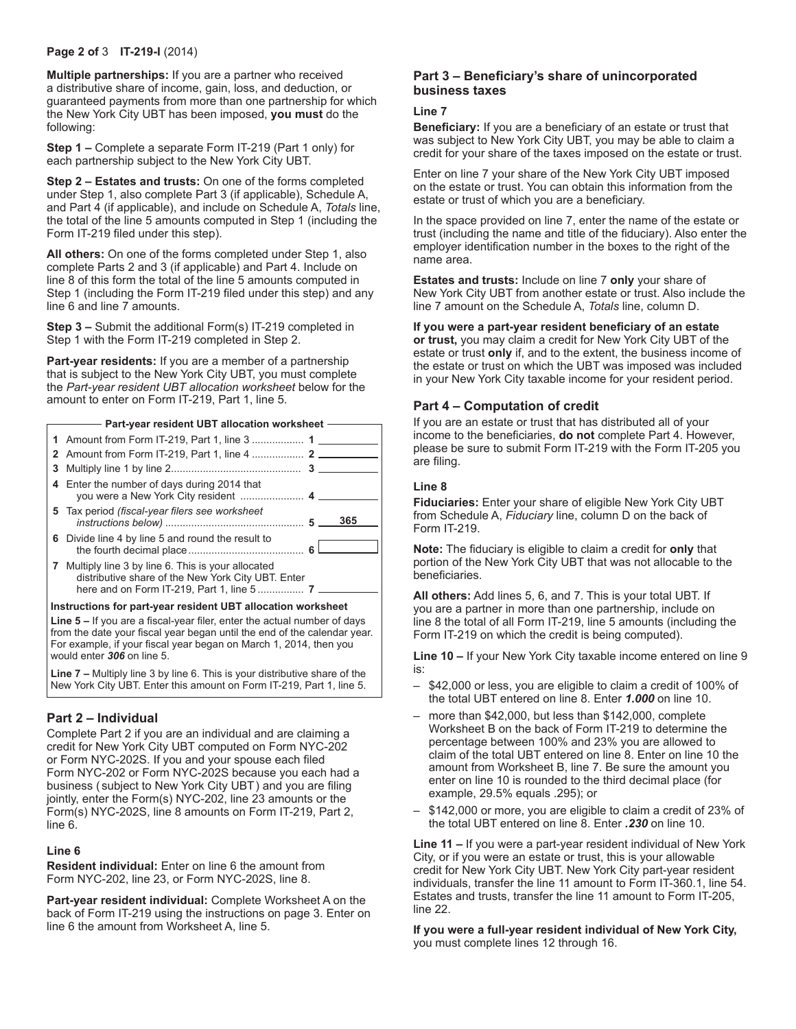**Multiple partnerships:** If you are a partner who received a distributive share of income, gain, loss, and deduction, or guaranteed payments from more than one partnership for which the New York City UBT has been imposed, **you must** do the following:

**Step 1 –** Complete a separate Form IT-219 (Part 1 only) for each partnership subject to the New York City UBT.

**Step 2 – Estates and trusts:** On one of the forms completed under Step 1, also complete Part 3 (if applicable), Schedule A, and Part 4 (if applicable), and include on Schedule A, *Totals* line, the total of the line 5 amounts computed in Step 1 (including the Form IT-219 filed under this step).

**All others:** On one of the forms completed under Step 1, also complete Parts 2 and 3 (if applicable) and Part 4. Include on line 8 of this form the total of the line 5 amounts computed in Step 1 (including the Form IT-219 filed under this step) and any line 6 and line 7 amounts.

**Step 3 –** Submit the additional Form(s) IT-219 completed in Step 1 with the Form IT-219 completed in Step 2.

**Part-year residents:** If you are a member of a partnership that is subject to the New York City UBT, you must complete the *Part-year resident UBT allocation worksheet* below for the amount to enter on Form IT-219, Part 1, line 5.

**Part-year resident UBT allocation worksheet**

| | | | |
|---|---|---|---|
| 1 | Amount from Form IT-219, Part 1, line 3 | 1 | |
| 2 | Amount from Form IT-219, Part 1, line 4 | 2 | |
| 3 | Multiply line 1 by line 2 | 3 | |
| 4 | Enter the number of days during 2014 that you were a New York City resident | 4 | |
| 5 | Tax period *(fiscal-year filers see worksheet instructions below)* | 5 | 365 |
| 6 | Divide line 4 by line 5 and round the result to the fourth decimal place | 6 | |
| 7 | Multiply line 3 by line 6. This is your allocated distributive share of the New York City UBT. Enter here and on Form IT-219, Part 1, line 5 | 7 | |

**Instructions for part-year resident UBT allocation worksheet**

**Line 5 –** If you are a fiscal-year filer, enter the actual number of days from the date your fiscal year began until the end of the calendar year. For example, if your fiscal year began on March 1, 2014, then you would enter ***306*** on line 5.

**Line 7 –** Multiply line 3 by line 6. This is your distributive share of the New York City UBT. Enter this amount on Form IT-219, Part 1, line 5.

## Part 2 – Individual

Complete Part 2 if you are an individual and are claiming a credit for New York City UBT computed on Form NYC-202 or Form NYC-202S. If you and your spouse each filed Form NYC-202 or Form NYC-202S because you each had a business (subject to New York City UBT) and you are filing jointly, enter the Form(s) NYC-202, line 23 amounts or the Form(s) NYC-202S, line 8 amounts on Form IT-219, Part 2, line 6.

### Line 6

**Resident individual:** Enter on line 6 the amount from Form NYC-202, line 23, or Form NYC-202S, line 8.

**Part-year resident individual:** Complete Worksheet A on the back of Form IT-219 using the instructions on page 3. Enter on line 6 the amount from Worksheet A, line 5.

## Part 3 – Beneficiary's share of unincorporated business taxes

### Line 7

**Beneficiary:** If you are a beneficiary of an estate or trust that was subject to New York City UBT, you may be able to claim a credit for your share of the taxes imposed on the estate or trust.

Enter on line 7 your share of the New York City UBT imposed on the estate or trust. You can obtain this information from the estate or trust of which you are a beneficiary.

In the space provided on line 7, enter the name of the estate or trust (including the name and title of the fiduciary). Also enter the employer identification number in the boxes to the right of the name area.

**Estates and trusts:** Include on line 7 **only** your share of New York City UBT from another estate or trust. Also include the line 7 amount on the Schedule A, *Totals* line, column D.

**If you were a part-year resident beneficiary of an estate or trust,** you may claim a credit for New York City UBT of the estate or trust **only** if, and to the extent, the business income of the estate or trust on which the UBT was imposed was included in your New York City taxable income for your resident period.

## Part 4 – Computation of credit

If you are an estate or trust that has distributed all of your income to the beneficiaries, **do not** complete Part 4. However, please be sure to submit Form IT-219 with the Form IT-205 you are filing.

### Line 8

**Fiduciaries:** Enter your share of eligible New York City UBT from Schedule A, *Fiduciary* line, column D on the back of Form IT-219.

**Note:** The fiduciary is eligible to claim a credit for **only** that portion of the New York City UBT that was not allocable to the beneficiaries.

**All others:** Add lines 5, 6, and 7. This is your total UBT. If you are a partner in more than one partnership, include on line 8 the total of all Form IT-219, line 5 amounts (including the Form IT-219 on which the credit is being computed).

**Line 10 –** If your New York City taxable income entered on line 9 is:

- $42,000 or less, you are eligible to claim a credit of 100% of the total UBT entered on line 8. Enter ***1.000*** on line 10.
- more than $42,000, but less than $142,000, complete Worksheet B on the back of Form IT-219 to determine the percentage between 100% and 23% you are allowed to claim of the total UBT entered on line 8. Enter on line 10 the amount from Worksheet B, line 7. Be sure the amount you enter on line 10 is rounded to the third decimal place (for example, 29.5% equals .295); or
- $142,000 or more, you are eligible to claim a credit of 23% of the total UBT entered on line 8. Enter ***.230*** on line 10.

**Line 11 –** If you were a part-year resident individual of New York City, or if you were an estate or trust, this is your allowable credit for New York City UBT. New York City part-year resident individuals, transfer the line 11 amount to Form IT-360.1, line 54. Estates and trusts, transfer the line 11 amount to Form IT-205, line 22.

**If you were a full-year resident individual of New York City,** you must complete lines 12 through 16.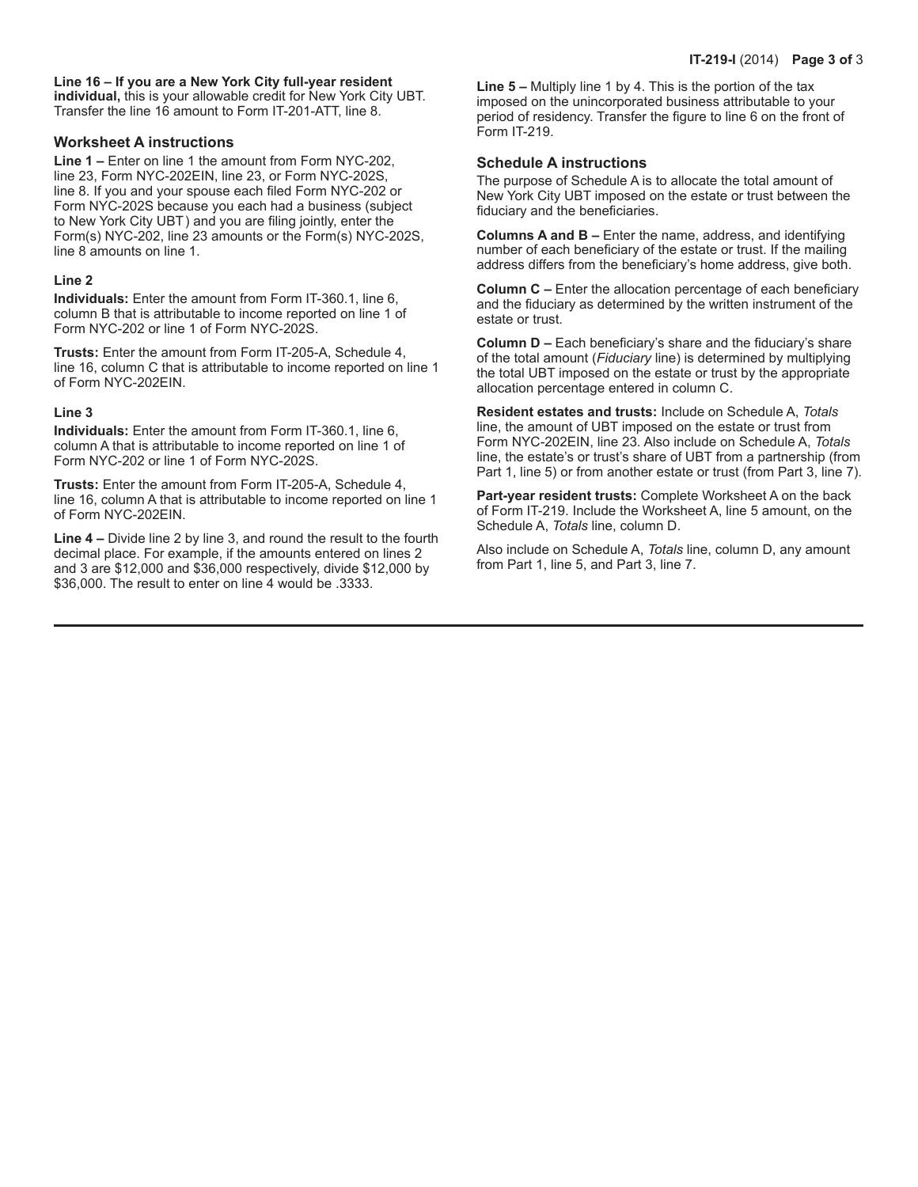**Line 16 – If you are a New York City full-year resident individual,** this is your allowable credit for New York City UBT. Transfer the line 16 amount to Form IT-201-ATT, line 8.

### Worksheet A instructions

**Line 1 –** Enter on line 1 the amount from Form NYC-202, line 23, Form NYC-202EIN, line 23, or Form NYC-202S, line 8. If you and your spouse each filed Form NYC-202 or Form NYC-202S because you each had a business (subject to New York City UBT) and you are filing jointly, enter the Form(s) NYC-202, line 23 amounts or the Form(s) NYC-202S, line 8 amounts on line 1.

#### Line 2

**Individuals:** Enter the amount from Form IT-360.1, line 6, column B that is attributable to income reported on line 1 of Form NYC-202 or line 1 of Form NYC-202S.

**Trusts:** Enter the amount from Form IT-205-A, Schedule 4, line 16, column C that is attributable to income reported on line 1 of Form NYC-202EIN.

#### Line 3

**Individuals:** Enter the amount from Form IT-360.1, line 6, column A that is attributable to income reported on line 1 of Form NYC-202 or line 1 of Form NYC-202S.

**Trusts:** Enter the amount from Form IT-205-A, Schedule 4, line 16, column A that is attributable to income reported on line 1 of Form NYC-202EIN.

**Line 4 –** Divide line 2 by line 3, and round the result to the fourth decimal place. For example, if the amounts entered on lines 2 and 3 are $12,000 and $36,000 respectively, divide $12,000 by $36,000. The result to enter on line 4 would be .3333.

**Line 5 –** Multiply line 1 by 4. This is the portion of the tax imposed on the unincorporated business attributable to your period of residency. Transfer the figure to line 6 on the front of Form IT-219.

### Schedule A instructions

The purpose of Schedule A is to allocate the total amount of New York City UBT imposed on the estate or trust between the fiduciary and the beneficiaries.

**Columns A and B –** Enter the name, address, and identifying number of each beneficiary of the estate or trust. If the mailing address differs from the beneficiary's home address, give both.

**Column C –** Enter the allocation percentage of each beneficiary and the fiduciary as determined by the written instrument of the estate or trust.

**Column D –** Each beneficiary's share and the fiduciary's share of the total amount (*Fiduciary* line) is determined by multiplying the total UBT imposed on the estate or trust by the appropriate allocation percentage entered in column C.

**Resident estates and trusts:** Include on Schedule A, *Totals* line, the amount of UBT imposed on the estate or trust from Form NYC-202EIN, line 23. Also include on Schedule A, *Totals* line, the estate's or trust's share of UBT from a partnership (from Part 1, line 5) or from another estate or trust (from Part 3, line 7).

**Part-year resident trusts:** Complete Worksheet A on the back of Form IT-219. Include the Worksheet A, line 5 amount, on the Schedule A, *Totals* line, column D.

Also include on Schedule A, *Totals* line, column D, any amount from Part 1, line 5, and Part 3, line 7.